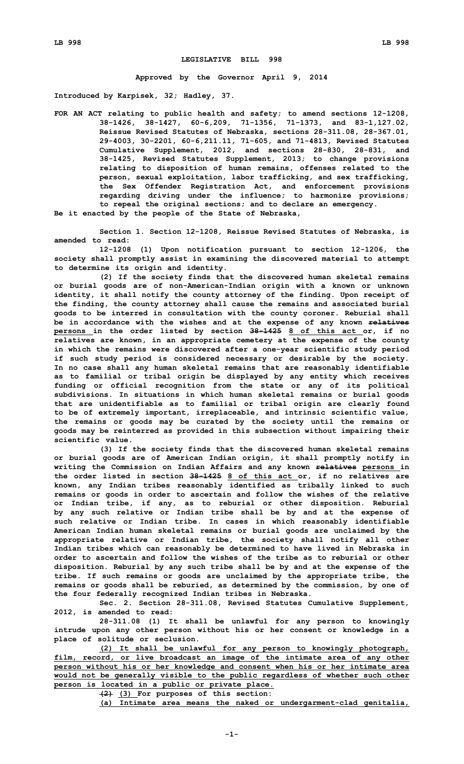# LEGISLATIVE BILL 998

**Approved by the Governor April 9, 2014**

**Introduced by Karpisek, 32; Hadley, 37.**

**FOR AN ACT relating to public health and safety; to amend sections 12-1208, 38-1426, 38-1427, 60-6,209, 71-1356, 71-1373, and 83-1,127.02, Reissue Revised Statutes of Nebraska, sections 28-311.08, 28-367.01, 29-4003, 30-2201, 60-6,211.11, 71-605, and 71-4813, Revised Statutes Cumulative Supplement, 2012, and sections 28-830, 28-831, and 38-1425, Revised Statutes Supplement, 2013; to change provisions relating to disposition of human remains, offenses related to the person, sexual exploitation, labor trafficking, and sex trafficking, the Sex Offender Registration Act, and enforcement provisions regarding driving under the influence; to harmonize provisions; to repeal the original sections; and to declare an emergency.**

**Be it enacted by the people of the State of Nebraska,**

**Section 1. Section 12-1208, Reissue Revised Statutes of Nebraska, is amended to read:**

**12-1208 (1) Upon notification pursuant to section 12-1206, the society shall promptly assist in examining the discovered material to attempt to determine its origin and identity.**

**(2) If the society finds that the discovered human skeletal remains or burial goods are of non-American-Indian origin with a known or unknown identity, it shall notify the county attorney of the finding. Upon receipt of the finding, the county attorney shall cause the remains and associated burial goods to be interred in consultation with the county coroner. Reburial shall be in accordance with the wishes and at the expense of any known ~~relatives~~ <u>persons</u> in the order listed by section ~~38-1425~~ <u>8 of this act</u> or, if no relatives are known, in an appropriate cemetery at the expense of the county in which the remains were discovered after a one-year scientific study period if such study period is considered necessary or desirable by the society. In no case shall any human skeletal remains that are reasonably identifiable as to familial or tribal origin be displayed by any entity which receives funding or official recognition from the state or any of its political subdivisions. In situations in which human skeletal remains or burial goods that are unidentifiable as to familial or tribal origin are clearly found to be of extremely important, irreplaceable, and intrinsic scientific value, the remains or goods may be curated by the society until the remains or goods may be reinterred as provided in this subsection without impairing their scientific value.**

**(3) If the society finds that the discovered human skeletal remains or burial goods are of American Indian origin, it shall promptly notify in writing the Commission on Indian Affairs and any known ~~relatives~~ <u>persons</u> in the order listed in section ~~38-1425~~ <u>8 of this act</u> or, if no relatives are known, any Indian tribes reasonably identified as tribally linked to such remains or goods in order to ascertain and follow the wishes of the relative or Indian tribe, if any, as to reburial or other disposition. Reburial by any such relative or Indian tribe shall be by and at the expense of such relative or Indian tribe. In cases in which reasonably identifiable American Indian human skeletal remains or burial goods are unclaimed by the appropriate relative or Indian tribe, the society shall notify all other Indian tribes which can reasonably be determined to have lived in Nebraska in order to ascertain and follow the wishes of the tribe as to reburial or other disposition. Reburial by any such tribe shall be by and at the expense of the tribe. If such remains or goods are unclaimed by the appropriate tribe, the remains or goods shall be reburied, as determined by the commission, by one of the four federally recognized Indian tribes in Nebraska.**

**Sec. 2. Section 28-311.08, Revised Statutes Cumulative Supplement, 2012, is amended to read:**

**28-311.08 (1) It shall be unlawful for any person to knowingly intrude upon any other person without his or her consent or knowledge in a place of solitude or seclusion.**

**<u>(2) It shall be unlawful for any person to knowingly photograph, film, record, or live broadcast an image of the intimate area of any other person without his or her knowledge and consent when his or her intimate area would not be generally visible to the public regardless of whether such other person is located in a public or private place.</u>**

**~~(2)~~ <u>(3)</u> For purposes of this section:**

**<u>(a) Intimate area means the naked or undergarment-clad genitalia,</u>**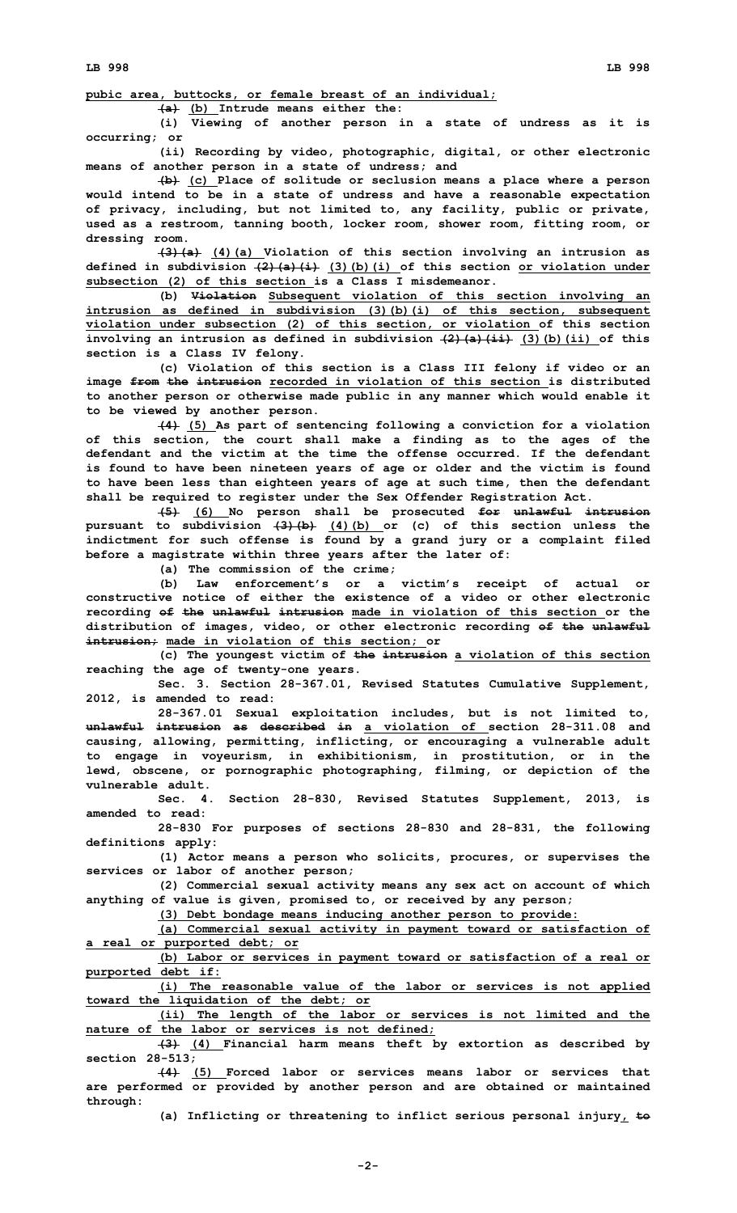<u>pubic area, buttocks, or female breast of an individual;</u>

~~(a)~~ <u>(b)</u> Intrude means either the:

(i) Viewing of another person in a state of undress as it is occurring; or

(ii) Recording by video, photographic, digital, or other electronic means of another person in a state of undress; and

~~(b)~~ <u>(c)</u> Place of solitude or seclusion means a place where a person would intend to be in a state of undress and have a reasonable expectation of privacy, including, but not limited to, any facility, public or private, used as a restroom, tanning booth, locker room, shower room, fitting room, or dressing room.

~~(3)(a)~~ <u>(4)(a)</u> Violation of this section involving an intrusion as defined in subdivision ~~(2)(a)(i)~~ <u>(3)(b)(i)</u> of this section <u>or violation under subsection (2) of this section</u> is a Class I misdemeanor.

(b) ~~Violation~~ <u>Subsequent violation of this section involving an intrusion as defined in subdivision (3)(b)(i) of this section, subsequent violation under subsection (2) of this section, or violation</u> of this section involving an intrusion as defined in subdivision ~~(2)(a)(ii)~~ <u>(3)(b)(ii)</u> of this section is a Class IV felony.

(c) Violation of this section is a Class III felony if video or an image ~~from the intrusion~~ <u>recorded in violation of this section</u> is distributed to another person or otherwise made public in any manner which would enable it to be viewed by another person.

~~(4)~~ <u>(5)</u> As part of sentencing following a conviction for a violation of this section, the court shall make a finding as to the ages of the defendant and the victim at the time the offense occurred. If the defendant is found to have been nineteen years of age or older and the victim is found to have been less than eighteen years of age at such time, then the defendant shall be required to register under the Sex Offender Registration Act.

~~(5)~~ <u>(6)</u> No person shall be prosecuted ~~for unlawful intrusion~~ pursuant to subdivision ~~(3)(b)~~ <u>(4)(b)</u> or (c) of this section unless the indictment for such offense is found by a grand jury or a complaint filed before a magistrate within three years after the later of:

(a) The commission of the crime;

(b) Law enforcement's or a victim's receipt of actual or constructive notice of either the existence of a video or other electronic recording ~~of the unlawful intrusion~~ <u>made in violation of this section</u> or the distribution of images, video, or other electronic recording ~~of the unlawful intrusion;~~ <u>made in violation of this section;</u> or

(c) The youngest victim of ~~the intrusion~~ <u>a violation of this section</u> reaching the age of twenty-one years.

Sec. 3. Section 28-367.01, Revised Statutes Cumulative Supplement, 2012, is amended to read:

28-367.01 Sexual exploitation includes, but is not limited to, ~~unlawful intrusion as described in~~ <u>a violation of</u> section 28-311.08 and causing, allowing, permitting, inflicting, or encouraging a vulnerable adult to engage in voyeurism, in exhibitionism, in prostitution, or in the lewd, obscene, or pornographic photographing, filming, or depiction of the vulnerable adult.

Sec. 4. Section 28-830, Revised Statutes Supplement, 2013, is amended to read:

28-830 For purposes of sections 28-830 and 28-831, the following definitions apply:

(1) Actor means a person who solicits, procures, or supervises the services or labor of another person;

(2) Commercial sexual activity means any sex act on account of which anything of value is given, promised to, or received by any person;

<u>(3) Debt bondage means inducing another person to provide:</u>

<u>(a) Commercial sexual activity in payment toward or satisfaction of a real or purported debt; or</u>

<u>(b) Labor or services in payment toward or satisfaction of a real or purported debt if:</u>

<u>(i) The reasonable value of the labor or services is not applied toward the liquidation of the debt; or</u>

<u>(ii) The length of the labor or services is not limited and the nature of the labor or services is not defined;</u>

~~(3)~~ <u>(4)</u> Financial harm means theft by extortion as described by section 28-513;

~~(4)~~ <u>(5)</u> Forced labor or services means labor or services that are performed or provided by another person and are obtained or maintained through:

(a) Inflicting or threatening to inflict serious personal injury<u>,</u> ~~to~~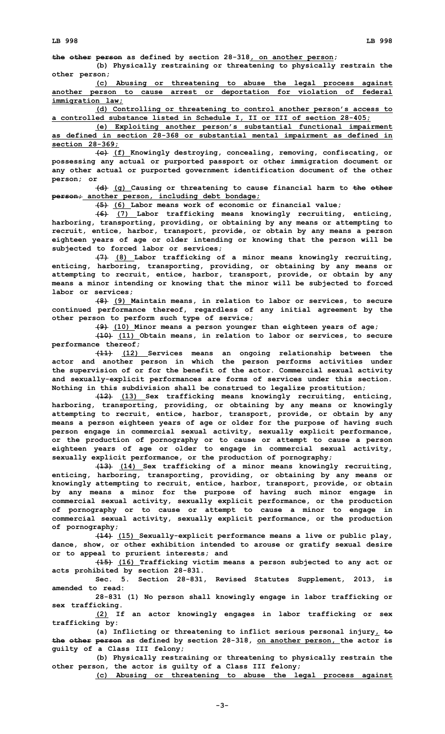~~the other person~~ as defined by section 28-318, on another person;

(b) Physically restraining or threatening to physically restrain the other person;

(c) Abusing or threatening to abuse the legal process against another person to cause arrest or deportation for violation of federal immigration law;

(d) Controlling or threatening to control another person's access to a controlled substance listed in Schedule I, II or III of section 28-405;

(e) Exploiting another person's substantial functional impairment as defined in section 28-368 or substantial mental impairment as defined in section 28-369;

~~(c)~~ (f) Knowingly destroying, concealing, removing, confiscating, or possessing any actual or purported passport or other immigration document or any other actual or purported government identification document of the other person; or

~~(d)~~ (g) Causing or threatening to cause financial harm to ~~the other person;~~ another person, including debt bondage;

~~(5)~~ (6) Labor means work of economic or financial value;

~~(6)~~ (7) Labor trafficking means knowingly recruiting, enticing, harboring, transporting, providing, or obtaining by any means or attempting to recruit, entice, harbor, transport, provide, or obtain by any means a person eighteen years of age or older intending or knowing that the person will be subjected to forced labor or services;

~~(7)~~ (8) Labor trafficking of a minor means knowingly recruiting, enticing, harboring, transporting, providing, or obtaining by any means or attempting to recruit, entice, harbor, transport, provide, or obtain by any means a minor intending or knowing that the minor will be subjected to forced labor or services;

~~(8)~~ (9) Maintain means, in relation to labor or services, to secure continued performance thereof, regardless of any initial agreement by the other person to perform such type of service;

~~(9)~~ (10) Minor means a person younger than eighteen years of age;

~~(10)~~ (11) Obtain means, in relation to labor or services, to secure performance thereof;

~~(11)~~ (12) Services means an ongoing relationship between the actor and another person in which the person performs activities under the supervision of or for the benefit of the actor. Commercial sexual activity and sexually-explicit performances are forms of services under this section. Nothing in this subdivision shall be construed to legalize prostitution;

~~(12)~~ (13) Sex trafficking means knowingly recruiting, enticing, harboring, transporting, providing, or obtaining by any means or knowingly attempting to recruit, entice, harbor, transport, provide, or obtain by any means a person eighteen years of age or older for the purpose of having such person engage in commercial sexual activity, sexually explicit performance, or the production of pornography or to cause or attempt to cause a person eighteen years of age or older to engage in commercial sexual activity, sexually explicit performance, or the production of pornography;

~~(13)~~ (14) Sex trafficking of a minor means knowingly recruiting, enticing, harboring, transporting, providing, or obtaining by any means or knowingly attempting to recruit, entice, harbor, transport, provide, or obtain by any means a minor for the purpose of having such minor engage in commercial sexual activity, sexually explicit performance, or the production of pornography or to cause or attempt to cause a minor to engage in commercial sexual activity, sexually explicit performance, or the production of pornography;

~~(14)~~ (15) Sexually-explicit performance means a live or public play, dance, show, or other exhibition intended to arouse or gratify sexual desire or to appeal to prurient interests; and

~~(15)~~ (16) Trafficking victim means a person subjected to any act or acts prohibited by section 28-831.

Sec. 5. Section 28-831, Revised Statutes Supplement, 2013, is amended to read:

28-831 (1) No person shall knowingly engage in labor trafficking or sex trafficking.

(2) If an actor knowingly engages in labor trafficking or sex trafficking by:

(a) Inflicting or threatening to inflict serious personal injury, ~~to the other person~~ as defined by section 28-318, on another person, the actor is guilty of a Class III felony;

(b) Physically restraining or threatening to physically restrain the other person, the actor is guilty of a Class III felony;

(c) Abusing or threatening to abuse the legal process against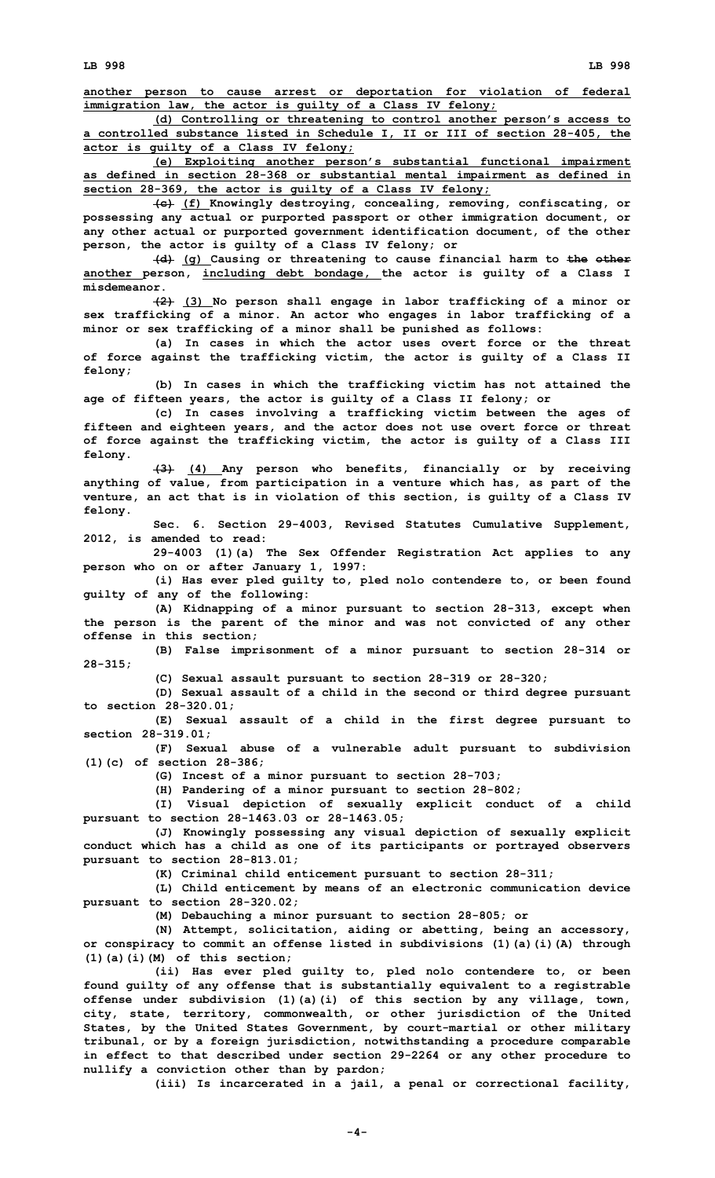another person to cause arrest or deportation for violation of federal immigration law, the actor is guilty of a Class IV felony;

(d) Controlling or threatening to control another person's access to a controlled substance listed in Schedule I, II or III of section 28-405, the actor is guilty of a Class IV felony;

(e) Exploiting another person's substantial functional impairment as defined in section 28-368 or substantial mental impairment as defined in section 28-369, the actor is guilty of a Class IV felony;

~~(c)~~ (f) Knowingly destroying, concealing, removing, confiscating, or possessing any actual or purported passport or other immigration document, or any other actual or purported government identification document, of the other person, the actor is guilty of a Class IV felony; or

~~(d)~~ (g) Causing or threatening to cause financial harm to ~~the other~~ another person, including debt bondage, the actor is guilty of a Class I misdemeanor.

~~(2)~~ (3) No person shall engage in labor trafficking of a minor or sex trafficking of a minor. An actor who engages in labor trafficking of a minor or sex trafficking of a minor shall be punished as follows:

(a) In cases in which the actor uses overt force or the threat of force against the trafficking victim, the actor is guilty of a Class II felony;

(b) In cases in which the trafficking victim has not attained the age of fifteen years, the actor is guilty of a Class II felony; or

(c) In cases involving a trafficking victim between the ages of fifteen and eighteen years, and the actor does not use overt force or threat of force against the trafficking victim, the actor is guilty of a Class III felony.

~~(3)~~ (4) Any person who benefits, financially or by receiving anything of value, from participation in a venture which has, as part of the venture, an act that is in violation of this section, is guilty of a Class IV felony.

Sec. 6. Section 29-4003, Revised Statutes Cumulative Supplement, 2012, is amended to read:

29-4003 (1)(a) The Sex Offender Registration Act applies to any person who on or after January 1, 1997:

(i) Has ever pled guilty to, pled nolo contendere to, or been found guilty of any of the following:

(A) Kidnapping of a minor pursuant to section 28-313, except when the person is the parent of the minor and was not convicted of any other offense in this section;

(B) False imprisonment of a minor pursuant to section 28-314 or 28-315;

(C) Sexual assault pursuant to section 28-319 or 28-320;

(D) Sexual assault of a child in the second or third degree pursuant to section 28-320.01;

(E) Sexual assault of a child in the first degree pursuant to section 28-319.01;

(F) Sexual abuse of a vulnerable adult pursuant to subdivision (1)(c) of section 28-386;

(G) Incest of a minor pursuant to section 28-703;

(H) Pandering of a minor pursuant to section 28-802;

(I) Visual depiction of sexually explicit conduct of a child pursuant to section 28-1463.03 or 28-1463.05;

(J) Knowingly possessing any visual depiction of sexually explicit conduct which has a child as one of its participants or portrayed observers pursuant to section 28-813.01;

(K) Criminal child enticement pursuant to section 28-311;

(L) Child enticement by means of an electronic communication device pursuant to section 28-320.02;

(M) Debauching a minor pursuant to section 28-805; or

(N) Attempt, solicitation, aiding or abetting, being an accessory, or conspiracy to commit an offense listed in subdivisions (1)(a)(i)(A) through (1)(a)(i)(M) of this section;

(ii) Has ever pled guilty to, pled nolo contendere to, or been found guilty of any offense that is substantially equivalent to a registrable offense under subdivision (1)(a)(i) of this section by any village, town, city, state, territory, commonwealth, or other jurisdiction of the United States, by the United States Government, by court-martial or other military tribunal, or by a foreign jurisdiction, notwithstanding a procedure comparable in effect to that described under section 29-2264 or any other procedure to nullify a conviction other than by pardon;

(iii) Is incarcerated in a jail, a penal or correctional facility,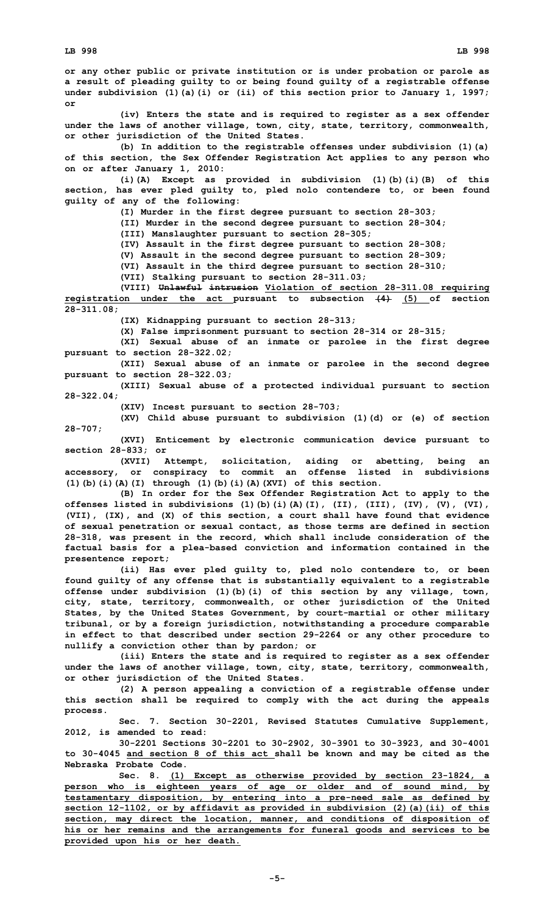or any other public or private institution or is under probation or parole as a result of pleading guilty to or being found guilty of a registrable offense under subdivision (1)(a)(i) or (ii) of this section prior to January 1, 1997; or

(iv) Enters the state and is required to register as a sex offender under the laws of another village, town, city, state, territory, commonwealth, or other jurisdiction of the United States.

(b) In addition to the registrable offenses under subdivision (1)(a) of this section, the Sex Offender Registration Act applies to any person who on or after January 1, 2010:

(i)(A) Except as provided in subdivision (1)(b)(i)(B) of this section, has ever pled guilty to, pled nolo contendere to, or been found guilty of any of the following:

(I) Murder in the first degree pursuant to section 28-303;

(II) Murder in the second degree pursuant to section 28-304;

(III) Manslaughter pursuant to section 28-305;

(IV) Assault in the first degree pursuant to section 28-308;

(V) Assault in the second degree pursuant to section 28-309;

(VI) Assault in the third degree pursuant to section 28-310;

(VII) Stalking pursuant to section 28-311.03;

(VIII) ~~Unlawful intrusion~~ Violation of section 28-311.08 requiring registration under the act pursuant to subsection ~~(4)~~ (5) of section 28-311.08;

(IX) Kidnapping pursuant to section 28-313;

(X) False imprisonment pursuant to section 28-314 or 28-315;

(XI) Sexual abuse of an inmate or parolee in the first degree pursuant to section 28-322.02;

(XII) Sexual abuse of an inmate or parolee in the second degree pursuant to section 28-322.03;

(XIII) Sexual abuse of a protected individual pursuant to section 28-322.04;

(XIV) Incest pursuant to section 28-703;

(XV) Child abuse pursuant to subdivision (1)(d) or (e) of section 28-707;

(XVI) Enticement by electronic communication device pursuant to section 28-833; or

(XVII) Attempt, solicitation, aiding or abetting, being an accessory, or conspiracy to commit an offense listed in subdivisions (1)(b)(i)(A)(I) through (1)(b)(i)(A)(XVI) of this section.

(B) In order for the Sex Offender Registration Act to apply to the offenses listed in subdivisions (1)(b)(i)(A)(I), (II), (III), (IV), (V), (VI), (VII), (IX), and (X) of this section, a court shall have found that evidence of sexual penetration or sexual contact, as those terms are defined in section 28-318, was present in the record, which shall include consideration of the factual basis for a plea-based conviction and information contained in the presentence report;

(ii) Has ever pled guilty to, pled nolo contendere to, or been found guilty of any offense that is substantially equivalent to a registrable offense under subdivision (1)(b)(i) of this section by any village, town, city, state, territory, commonwealth, or other jurisdiction of the United States, by the United States Government, by court-martial or other military tribunal, or by a foreign jurisdiction, notwithstanding a procedure comparable in effect to that described under section 29-2264 or any other procedure to nullify a conviction other than by pardon; or

(iii) Enters the state and is required to register as a sex offender under the laws of another village, town, city, state, territory, commonwealth, or other jurisdiction of the United States.

(2) A person appealing a conviction of a registrable offense under this section shall be required to comply with the act during the appeals process.

Sec. 7. Section 30-2201, Revised Statutes Cumulative Supplement, 2012, is amended to read:

30-2201 Sections 30-2201 to 30-2902, 30-3901 to 30-3923, and 30-4001 to 30-4045 and section 8 of this act shall be known and may be cited as the Nebraska Probate Code.

Sec. 8. (1) Except as otherwise provided by section 23-1824, a person who is eighteen years of age or older and of sound mind, by testamentary disposition, by entering into a pre-need sale as defined by section 12-1102, or by affidavit as provided in subdivision (2)(a)(ii) of this section, may direct the location, manner, and conditions of disposition of his or her remains and the arrangements for funeral goods and services to be provided upon his or her death.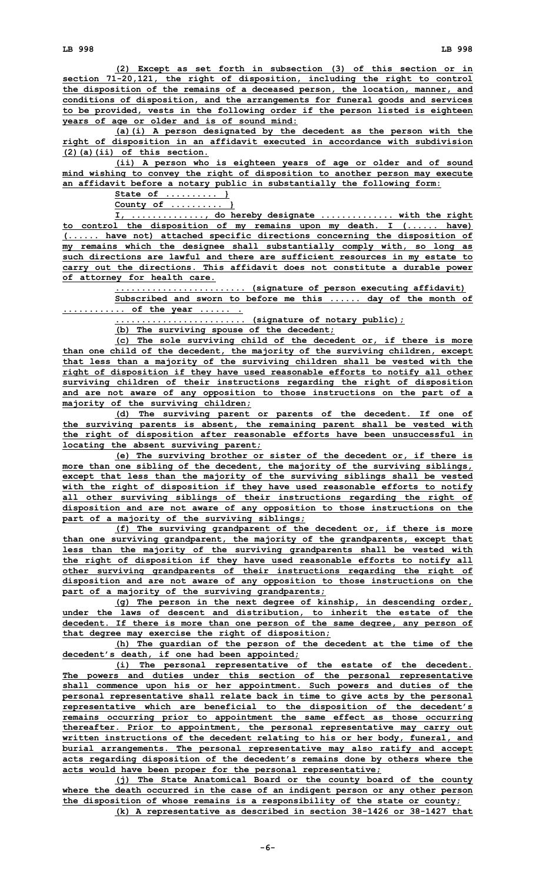(2) Except as set forth in subsection (3) of this section or in section 71-20,121, the right of disposition, including the right to control the disposition of the remains of a deceased person, the location, manner, and conditions of disposition, and the arrangements for funeral goods and services to be provided, vests in the following order if the person listed is eighteen years of age or older and is of sound mind:

(a)(i) A person designated by the decedent as the person with the right of disposition in an affidavit executed in accordance with subdivision (2)(a)(ii) of this section.

(ii) A person who is eighteen years of age or older and of sound mind wishing to convey the right of disposition to another person may execute an affidavit before a notary public in substantially the following form:

State of .......... }

County of .......... }

I, .............., do hereby designate .............. with the right to control the disposition of my remains upon my death. I (...... have) (...... have not) attached specific directions concerning the disposition of my remains which the designee shall substantially comply with, so long as such directions are lawful and there are sufficient resources in my estate to carry out the directions. This affidavit does not constitute a durable power of attorney for health care.

........................ (signature of person executing affidavit)

Subscribed and sworn to before me this ...... day of the month of ............ of the year ...... .

........................ (signature of notary public);

(b) The surviving spouse of the decedent;

(c) The sole surviving child of the decedent or, if there is more than one child of the decedent, the majority of the surviving children, except that less than a majority of the surviving children shall be vested with the right of disposition if they have used reasonable efforts to notify all other surviving children of their instructions regarding the right of disposition and are not aware of any opposition to those instructions on the part of a majority of the surviving children;

(d) The surviving parent or parents of the decedent. If one of the surviving parents is absent, the remaining parent shall be vested with the right of disposition after reasonable efforts have been unsuccessful in locating the absent surviving parent;

(e) The surviving brother or sister of the decedent or, if there is more than one sibling of the decedent, the majority of the surviving siblings, except that less than the majority of the surviving siblings shall be vested with the right of disposition if they have used reasonable efforts to notify all other surviving siblings of their instructions regarding the right of disposition and are not aware of any opposition to those instructions on the part of a majority of the surviving siblings;

(f) The surviving grandparent of the decedent or, if there is more than one surviving grandparent, the majority of the grandparents, except that less than the majority of the surviving grandparents shall be vested with the right of disposition if they have used reasonable efforts to notify all other surviving grandparents of their instructions regarding the right of disposition and are not aware of any opposition to those instructions on the part of a majority of the surviving grandparents;

(g) The person in the next degree of kinship, in descending order, under the laws of descent and distribution, to inherit the estate of the decedent. If there is more than one person of the same degree, any person of that degree may exercise the right of disposition;

(h) The guardian of the person of the decedent at the time of the decedent's death, if one had been appointed;

(i) The personal representative of the estate of the decedent. The powers and duties under this section of the personal representative shall commence upon his or her appointment. Such powers and duties of the personal representative shall relate back in time to give acts by the personal representative which are beneficial to the disposition of the decedent's remains occurring prior to appointment the same effect as those occurring thereafter. Prior to appointment, the personal representative may carry out written instructions of the decedent relating to his or her body, funeral, and burial arrangements. The personal representative may also ratify and accept acts regarding disposition of the decedent's remains done by others where the acts would have been proper for the personal representative;

(j) The State Anatomical Board or the county board of the county where the death occurred in the case of an indigent person or any other person the disposition of whose remains is a responsibility of the state or county;

(k) A representative as described in section 38-1426 or 38-1427 that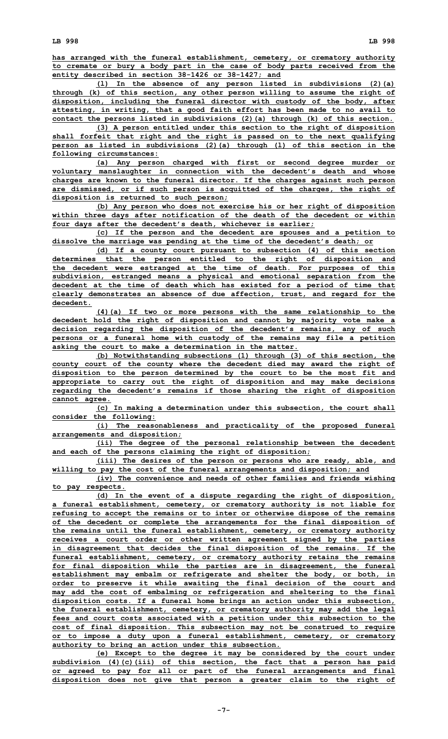has arranged with the funeral establishment, cemetery, or crematory authority to cremate or bury a body part in the case of body parts received from the entity described in section 38-1426 or 38-1427; and

(l) In the absence of any person listed in subdivisions (2)(a) through (k) of this section, any other person willing to assume the right of disposition, including the funeral director with custody of the body, after attesting, in writing, that a good faith effort has been made to no avail to contact the persons listed in subdivisions (2)(a) through (k) of this section.

(3) A person entitled under this section to the right of disposition shall forfeit that right and the right is passed on to the next qualifying person as listed in subdivisions (2)(a) through (l) of this section in the following circumstances:

(a) Any person charged with first or second degree murder or voluntary manslaughter in connection with the decedent's death and whose charges are known to the funeral director. If the charges against such person are dismissed, or if such person is acquitted of the charges, the right of disposition is returned to such person;

(b) Any person who does not exercise his or her right of disposition within three days after notification of the death of the decedent or within four days after the decedent's death, whichever is earlier;

(c) If the person and the decedent are spouses and a petition to dissolve the marriage was pending at the time of the decedent's death; or

(d) If a county court pursuant to subsection (4) of this section determines that the person entitled to the right of disposition and the decedent were estranged at the time of death. For purposes of this subdivision, estranged means a physical and emotional separation from the decedent at the time of death which has existed for a period of time that clearly demonstrates an absence of due affection, trust, and regard for the decedent.

(4)(a) If two or more persons with the same relationship to the decedent hold the right of disposition and cannot by majority vote make a decision regarding the disposition of the decedent's remains, any of such persons or a funeral home with custody of the remains may file a petition asking the court to make a determination in the matter.

(b) Notwithstanding subsections (1) through (3) of this section, the county court of the county where the decedent died may award the right of disposition to the person determined by the court to be the most fit and appropriate to carry out the right of disposition and may make decisions regarding the decedent's remains if those sharing the right of disposition cannot agree.

(c) In making a determination under this subsection, the court shall consider the following:

(i) The reasonableness and practicality of the proposed funeral arrangements and disposition;

(ii) The degree of the personal relationship between the decedent and each of the persons claiming the right of disposition;

(iii) The desires of the person or persons who are ready, able, and willing to pay the cost of the funeral arrangements and disposition; and

(iv) The convenience and needs of other families and friends wishing to pay respects.

(d) In the event of a dispute regarding the right of disposition, a funeral establishment, cemetery, or crematory authority is not liable for refusing to accept the remains or to inter or otherwise dispose of the remains of the decedent or complete the arrangements for the final disposition of the remains until the funeral establishment, cemetery, or crematory authority receives a court order or other written agreement signed by the parties in disagreement that decides the final disposition of the remains. If the funeral establishment, cemetery, or crematory authority retains the remains for final disposition while the parties are in disagreement, the funeral establishment may embalm or refrigerate and shelter the body, or both, in order to preserve it while awaiting the final decision of the court and may add the cost of embalming or refrigeration and sheltering to the final disposition costs. If a funeral home brings an action under this subsection, the funeral establishment, cemetery, or crematory authority may add the legal fees and court costs associated with a petition under this subsection to the cost of final disposition. This subsection may not be construed to require or to impose a duty upon a funeral establishment, cemetery, or crematory authority to bring an action under this subsection.

(e) Except to the degree it may be considered by the court under subdivision (4)(c)(iii) of this section, the fact that a person has paid or agreed to pay for all or part of the funeral arrangements and final disposition does not give that person a greater claim to the right of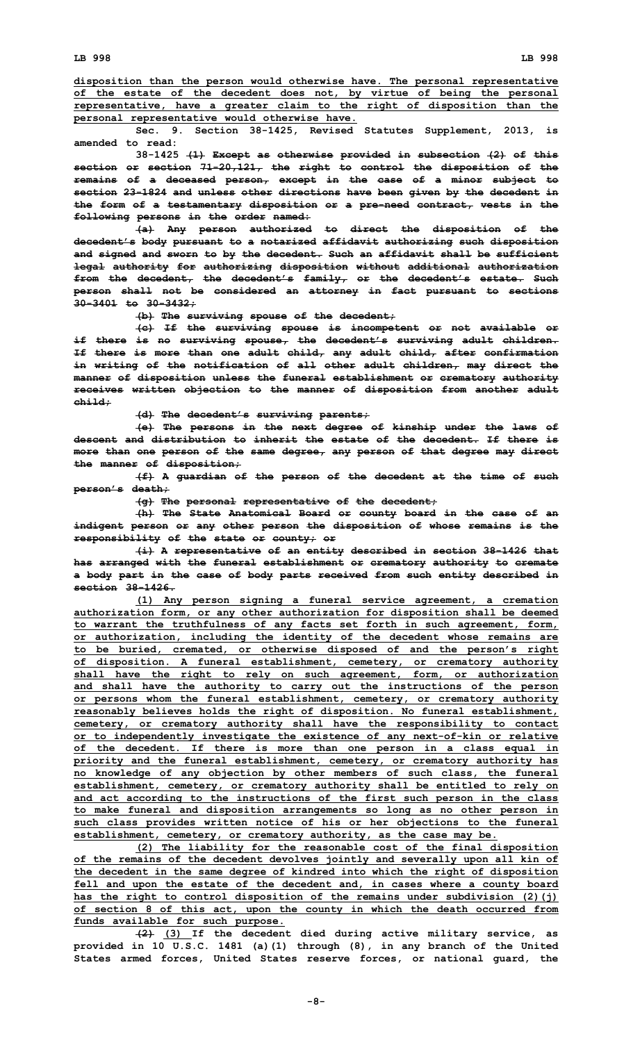disposition than the person would otherwise have. The personal representative of the estate of the decedent does not, by virtue of being the personal representative, have a greater claim to the right of disposition than the personal representative would otherwise have.

Sec. 9. Section 38-1425, Revised Statutes Supplement, 2013, is amended to read:

38-1425 ~~(1) Except as otherwise provided in subsection (2) of this section or section 71-20,121, the right to control the disposition of the remains of a deceased person, except in the case of a minor subject to section 23-1824 and unless other directions have been given by the decedent in the form of a testamentary disposition or a pre-need contract, vests in the following persons in the order named:~~

~~(a) Any person authorized to direct the disposition of the decedent's body pursuant to a notarized affidavit authorizing such disposition and signed and sworn to by the decedent. Such an affidavit shall be sufficient legal authority for authorizing disposition without additional authorization from the decedent, the decedent's family, or the decedent's estate. Such person shall not be considered an attorney in fact pursuant to sections 30-3401 to 30-3432;~~

~~(b) The surviving spouse of the decedent;~~

~~(c) If the surviving spouse is incompetent or not available or if there is no surviving spouse, the decedent's surviving adult children. If there is more than one adult child, any adult child, after confirmation in writing of the notification of all other adult children, may direct the manner of disposition unless the funeral establishment or crematory authority receives written objection to the manner of disposition from another adult child;~~

~~(d) The decedent's surviving parents;~~

~~(e) The persons in the next degree of kinship under the laws of descent and distribution to inherit the estate of the decedent. If there is more than one person of the same degree, any person of that degree may direct the manner of disposition;~~

~~(f) A guardian of the person of the decedent at the time of such person's death;~~

~~(g) The personal representative of the decedent;~~

~~(h) The State Anatomical Board or county board in the case of an indigent person or any other person the disposition of whose remains is the responsibility of the state or county; or~~

~~(i) A representative of an entity described in section 38-1426 that has arranged with the funeral establishment or crematory authority to cremate a body part in the case of body parts received from such entity described in section 38-1426.~~

(1) Any person signing a funeral service agreement, a cremation authorization form, or any other authorization for disposition shall be deemed to warrant the truthfulness of any facts set forth in such agreement, form, or authorization, including the identity of the decedent whose remains are to be buried, cremated, or otherwise disposed of and the person's right of disposition. A funeral establishment, cemetery, or crematory authority shall have the right to rely on such agreement, form, or authorization and shall have the authority to carry out the instructions of the person or persons whom the funeral establishment, cemetery, or crematory authority reasonably believes holds the right of disposition. No funeral establishment, cemetery, or crematory authority shall have the responsibility to contact or to independently investigate the existence of any next-of-kin or relative of the decedent. If there is more than one person in a class equal in priority and the funeral establishment, cemetery, or crematory authority has no knowledge of any objection by other members of such class, the funeral establishment, cemetery, or crematory authority shall be entitled to rely on and act according to the instructions of the first such person in the class to make funeral and disposition arrangements so long as no other person in such class provides written notice of his or her objections to the funeral establishment, cemetery, or crematory authority, as the case may be.

(2) The liability for the reasonable cost of the final disposition of the remains of the decedent devolves jointly and severally upon all kin of the decedent in the same degree of kindred into which the right of disposition fell and upon the estate of the decedent and, in cases where a county board has the right to control disposition of the remains under subdivision (2)(j) of section 8 of this act, upon the county in which the death occurred from funds available for such purpose.

~~(2)~~ (3) If the decedent died during active military service, as provided in 10 U.S.C. 1481 (a)(1) through (8), in any branch of the United States armed forces, United States reserve forces, or national guard, the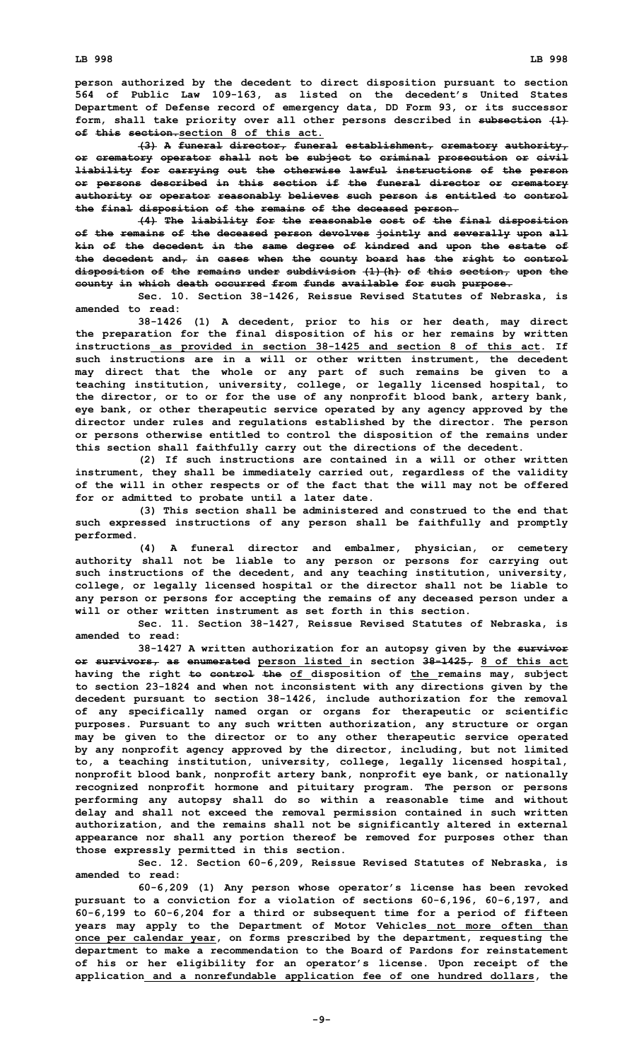person authorized by the decedent to direct disposition pursuant to section 564 of Public Law 109-163, as listed on the decedent's United States Department of Defense record of emergency data, DD Form 93, or its successor form, shall take priority over all other persons described in ~~subsection (1) of this section.~~section 8 of this act.

~~(3) A funeral director, funeral establishment, crematory authority, or crematory operator shall not be subject to criminal prosecution or civil liability for carrying out the otherwise lawful instructions of the person or persons described in this section if the funeral director or crematory authority or operator reasonably believes such person is entitled to control the final disposition of the remains of the deceased person.~~

~~(4) The liability for the reasonable cost of the final disposition of the remains of the deceased person devolves jointly and severally upon all kin of the decedent in the same degree of kindred and upon the estate of the decedent and, in cases when the county board has the right to control disposition of the remains under subdivision (1)(h) of this section, upon the county in which death occurred from funds available for such purpose.~~

Sec. 10. Section 38-1426, Reissue Revised Statutes of Nebraska, is amended to read:

38-1426 (1) A decedent, prior to his or her death, may direct the preparation for the final disposition of his or her remains by written instructions as provided in section 38-1425 and section 8 of this act. If such instructions are in a will or other written instrument, the decedent may direct that the whole or any part of such remains be given to a teaching institution, university, college, or legally licensed hospital, to the director, or to or for the use of any nonprofit blood bank, artery bank, eye bank, or other therapeutic service operated by any agency approved by the director under rules and regulations established by the director. The person or persons otherwise entitled to control the disposition of the remains under this section shall faithfully carry out the directions of the decedent.

(2) If such instructions are contained in a will or other written instrument, they shall be immediately carried out, regardless of the validity of the will in other respects or of the fact that the will may not be offered for or admitted to probate until a later date.

(3) This section shall be administered and construed to the end that such expressed instructions of any person shall be faithfully and promptly performed.

(4) A funeral director and embalmer, physician, or cemetery authority shall not be liable to any person or persons for carrying out such instructions of the decedent, and any teaching institution, university, college, or legally licensed hospital or the director shall not be liable to any person or persons for accepting the remains of any deceased person under a will or other written instrument as set forth in this section.

Sec. 11. Section 38-1427, Reissue Revised Statutes of Nebraska, is amended to read:

38-1427 A written authorization for an autopsy given by the ~~survivor or survivors, as enumerated~~ person listed in section ~~38-1425,~~ 8 of this act having the right ~~to control the~~ of disposition of the remains may, subject to section 23-1824 and when not inconsistent with any directions given by the decedent pursuant to section 38-1426, include authorization for the removal of any specifically named organ or organs for therapeutic or scientific purposes. Pursuant to any such written authorization, any structure or organ may be given to the director or to any other therapeutic service operated by any nonprofit agency approved by the director, including, but not limited to, a teaching institution, university, college, legally licensed hospital, nonprofit blood bank, nonprofit artery bank, nonprofit eye bank, or nationally recognized nonprofit hormone and pituitary program. The person or persons performing any autopsy shall do so within a reasonable time and without delay and shall not exceed the removal permission contained in such written authorization, and the remains shall not be significantly altered in external appearance nor shall any portion thereof be removed for purposes other than those expressly permitted in this section.

Sec. 12. Section 60-6,209, Reissue Revised Statutes of Nebraska, is amended to read:

60-6,209 (1) Any person whose operator's license has been revoked pursuant to a conviction for a violation of sections 60-6,196, 60-6,197, and 60-6,199 to 60-6,204 for a third or subsequent time for a period of fifteen years may apply to the Department of Motor Vehicles not more often than once per calendar year, on forms prescribed by the department, requesting the department to make a recommendation to the Board of Pardons for reinstatement of his or her eligibility for an operator's license. Upon receipt of the application and a nonrefundable application fee of one hundred dollars, the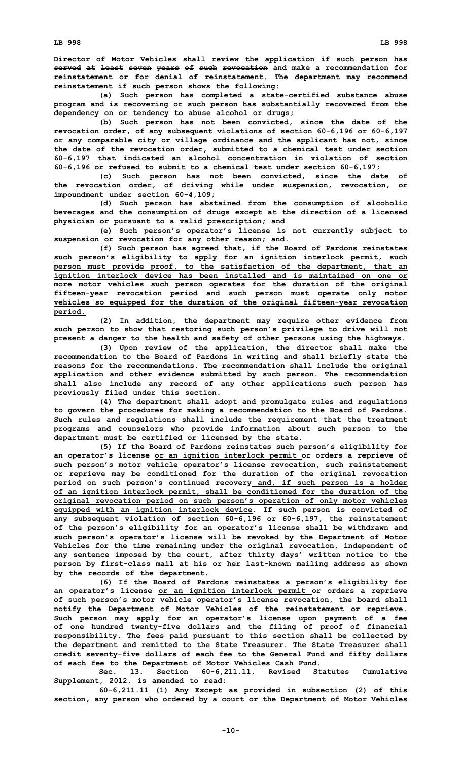Director of Motor Vehicles shall review the application ~~if such person has served at least seven years of such revocation~~ and make a recommendation for reinstatement or for denial of reinstatement. The department may recommend reinstatement if such person shows the following:

(a) Such person has completed a state-certified substance abuse program and is recovering or such person has substantially recovered from the dependency on or tendency to abuse alcohol or drugs;

(b) Such person has not been convicted, since the date of the revocation order, of any subsequent violations of section 60-6,196 or 60-6,197 or any comparable city or village ordinance and the applicant has not, since the date of the revocation order, submitted to a chemical test under section 60-6,197 that indicated an alcohol concentration in violation of section 60-6,196 or refused to submit to a chemical test under section 60-6,197;

(c) Such person has not been convicted, since the date of the revocation order, of driving while under suspension, revocation, or impoundment under section 60-4,109;

(d) Such person has abstained from the consumption of alcoholic beverages and the consumption of drugs except at the direction of a licensed physician or pursuant to a valid prescription; ~~and~~

(e) Such person's operator's license is not currently subject to suspension or revocation for any other reason; and~~.~~

(f) Such person has agreed that, if the Board of Pardons reinstates such person's eligibility to apply for an ignition interlock permit, such person must provide proof, to the satisfaction of the department, that an ignition interlock device has been installed and is maintained on one or more motor vehicles such person operates for the duration of the original fifteen-year revocation period and such person must operate only motor vehicles so equipped for the duration of the original fifteen-year revocation period.

(2) In addition, the department may require other evidence from such person to show that restoring such person's privilege to drive will not present a danger to the health and safety of other persons using the highways.

(3) Upon review of the application, the director shall make the recommendation to the Board of Pardons in writing and shall briefly state the reasons for the recommendations. The recommendation shall include the original application and other evidence submitted by such person. The recommendation shall also include any record of any other applications such person has previously filed under this section.

(4) The department shall adopt and promulgate rules and regulations to govern the procedures for making a recommendation to the Board of Pardons. Such rules and regulations shall include the requirement that the treatment programs and counselors who provide information about such person to the department must be certified or licensed by the state.

(5) If the Board of Pardons reinstates such person's eligibility for an operator's license or an ignition interlock permit or orders a reprieve of such person's motor vehicle operator's license revocation, such reinstatement or reprieve may be conditioned for the duration of the original revocation period on such person's continued recovery and, if such person is a holder of an ignition interlock permit, shall be conditioned for the duration of the original revocation period on such person's operation of only motor vehicles equipped with an ignition interlock device. If such person is convicted of any subsequent violation of section 60-6,196 or 60-6,197, the reinstatement of the person's eligibility for an operator's license shall be withdrawn and such person's operator's license will be revoked by the Department of Motor Vehicles for the time remaining under the original revocation, independent of any sentence imposed by the court, after thirty days' written notice to the person by first-class mail at his or her last-known mailing address as shown by the records of the department.

(6) If the Board of Pardons reinstates a person's eligibility for an operator's license or an ignition interlock permit or orders a reprieve of such person's motor vehicle operator's license revocation, the board shall notify the Department of Motor Vehicles of the reinstatement or reprieve. Such person may apply for an operator's license upon payment of a fee of one hundred twenty-five dollars and the filing of proof of financial responsibility. The fees paid pursuant to this section shall be collected by the department and remitted to the State Treasurer. The State Treasurer shall credit seventy-five dollars of each fee to the General Fund and fifty dollars of each fee to the Department of Motor Vehicles Cash Fund.

Sec. 13. Section 60-6,211.11, Revised Statutes Cumulative Supplement, 2012, is amended to read:

60-6,211.11 (1) ~~Any~~ Except as provided in subsection (2) of this section, any person ~~who~~ ordered by a court or the Department of Motor Vehicles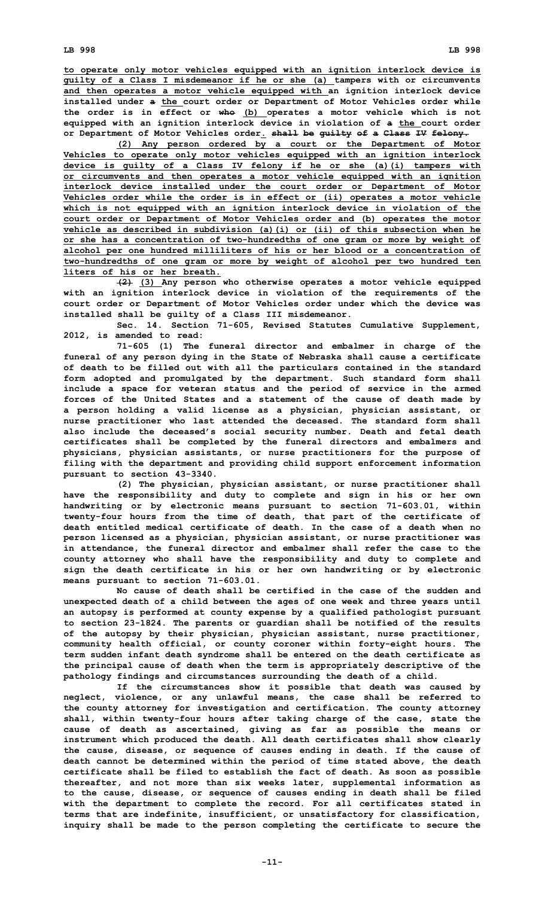to operate only motor vehicles equipped with an ignition interlock device is guilty of a Class I misdemeanor if he or she (a) tampers with or circumvents and then operates a motor vehicle equipped with an ignition interlock device installed under a the court order or Department of Motor Vehicles order while the order is in effect or who (b) operates a motor vehicle which is not equipped with an ignition interlock device in violation of a the court order or Department of Motor Vehicles order. shall be guilty of a Class IV felony.

(2) Any person ordered by a court or the Department of Motor Vehicles to operate only motor vehicles equipped with an ignition interlock device is guilty of a Class IV felony if he or she (a)(i) tampers with or circumvents and then operates a motor vehicle equipped with an ignition interlock device installed under the court order or Department of Motor Vehicles order while the order is in effect or (ii) operates a motor vehicle which is not equipped with an ignition interlock device in violation of the court order or Department of Motor Vehicles order and (b) operates the motor vehicle as described in subdivision (a)(i) or (ii) of this subsection when he or she has a concentration of two-hundredths of one gram or more by weight of alcohol per one hundred milliliters of his or her blood or a concentration of two-hundredths of one gram or more by weight of alcohol per two hundred ten liters of his or her breath.

(2) (3) Any person who otherwise operates a motor vehicle equipped with an ignition interlock device in violation of the requirements of the court order or Department of Motor Vehicles order under which the device was installed shall be guilty of a Class III misdemeanor.

Sec. 14. Section 71-605, Revised Statutes Cumulative Supplement, 2012, is amended to read:

71-605 (1) The funeral director and embalmer in charge of the funeral of any person dying in the State of Nebraska shall cause a certificate of death to be filled out with all the particulars contained in the standard form adopted and promulgated by the department. Such standard form shall include a space for veteran status and the period of service in the armed forces of the United States and a statement of the cause of death made by a person holding a valid license as a physician, physician assistant, or nurse practitioner who last attended the deceased. The standard form shall also include the deceased's social security number. Death and fetal death certificates shall be completed by the funeral directors and embalmers and physicians, physician assistants, or nurse practitioners for the purpose of filing with the department and providing child support enforcement information pursuant to section 43-3340.

(2) The physician, physician assistant, or nurse practitioner shall have the responsibility and duty to complete and sign in his or her own handwriting or by electronic means pursuant to section 71-603.01, within twenty-four hours from the time of death, that part of the certificate of death entitled medical certificate of death. In the case of a death when no person licensed as a physician, physician assistant, or nurse practitioner was in attendance, the funeral director and embalmer shall refer the case to the county attorney who shall have the responsibility and duty to complete and sign the death certificate in his or her own handwriting or by electronic means pursuant to section 71-603.01.

No cause of death shall be certified in the case of the sudden and unexpected death of a child between the ages of one week and three years until an autopsy is performed at county expense by a qualified pathologist pursuant to section 23-1824. The parents or guardian shall be notified of the results of the autopsy by their physician, physician assistant, nurse practitioner, community health official, or county coroner within forty-eight hours. The term sudden infant death syndrome shall be entered on the death certificate as the principal cause of death when the term is appropriately descriptive of the pathology findings and circumstances surrounding the death of a child.

If the circumstances show it possible that death was caused by neglect, violence, or any unlawful means, the case shall be referred to the county attorney for investigation and certification. The county attorney shall, within twenty-four hours after taking charge of the case, state the cause of death as ascertained, giving as far as possible the means or instrument which produced the death. All death certificates shall show clearly the cause, disease, or sequence of causes ending in death. If the cause of death cannot be determined within the period of time stated above, the death certificate shall be filed to establish the fact of death. As soon as possible thereafter, and not more than six weeks later, supplemental information as to the cause, disease, or sequence of causes ending in death shall be filed with the department to complete the record. For all certificates stated in terms that are indefinite, insufficient, or unsatisfactory for classification, inquiry shall be made to the person completing the certificate to secure the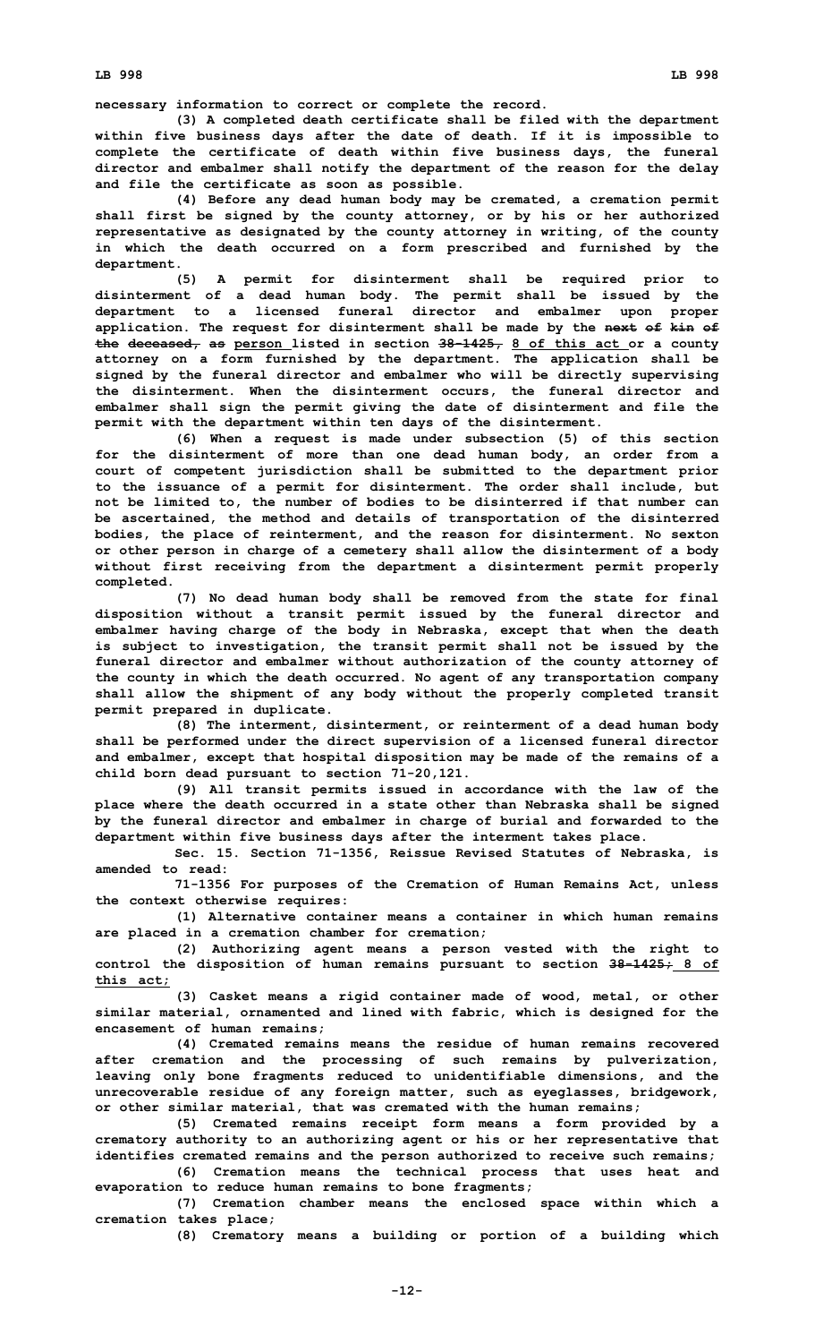necessary information to correct or complete the record.

(3) A completed death certificate shall be filed with the department within five business days after the date of death. If it is impossible to complete the certificate of death within five business days, the funeral director and embalmer shall notify the department of the reason for the delay and file the certificate as soon as possible.

(4) Before any dead human body may be cremated, a cremation permit shall first be signed by the county attorney, or by his or her authorized representative as designated by the county attorney in writing, of the county in which the death occurred on a form prescribed and furnished by the department.

(5) A permit for disinterment shall be required prior to disinterment of a dead human body. The permit shall be issued by the department to a licensed funeral director and embalmer upon proper application. The request for disinterment shall be made by the ~~next of kin of the deceased, as~~ person listed in section ~~38-1425,~~ 8 of this act or a county attorney on a form furnished by the department. The application shall be signed by the funeral director and embalmer who will be directly supervising the disinterment. When the disinterment occurs, the funeral director and embalmer shall sign the permit giving the date of disinterment and file the permit with the department within ten days of the disinterment.

(6) When a request is made under subsection (5) of this section for the disinterment of more than one dead human body, an order from a court of competent jurisdiction shall be submitted to the department prior to the issuance of a permit for disinterment. The order shall include, but not be limited to, the number of bodies to be disinterred if that number can be ascertained, the method and details of transportation of the disinterred bodies, the place of reinterment, and the reason for disinterment. No sexton or other person in charge of a cemetery shall allow the disinterment of a body without first receiving from the department a disinterment permit properly completed.

(7) No dead human body shall be removed from the state for final disposition without a transit permit issued by the funeral director and embalmer having charge of the body in Nebraska, except that when the death is subject to investigation, the transit permit shall not be issued by the funeral director and embalmer without authorization of the county attorney of the county in which the death occurred. No agent of any transportation company shall allow the shipment of any body without the properly completed transit permit prepared in duplicate.

(8) The interment, disinterment, or reinterment of a dead human body shall be performed under the direct supervision of a licensed funeral director and embalmer, except that hospital disposition may be made of the remains of a child born dead pursuant to section 71-20,121.

(9) All transit permits issued in accordance with the law of the place where the death occurred in a state other than Nebraska shall be signed by the funeral director and embalmer in charge of burial and forwarded to the department within five business days after the interment takes place.

Sec. 15. Section 71-1356, Reissue Revised Statutes of Nebraska, is amended to read:

71-1356 For purposes of the Cremation of Human Remains Act, unless the context otherwise requires:

(1) Alternative container means a container in which human remains are placed in a cremation chamber for cremation;

(2) Authorizing agent means a person vested with the right to control the disposition of human remains pursuant to section ~~38-1425;~~ 8 of this act;

(3) Casket means a rigid container made of wood, metal, or other similar material, ornamented and lined with fabric, which is designed for the encasement of human remains;

(4) Cremated remains means the residue of human remains recovered after cremation and the processing of such remains by pulverization, leaving only bone fragments reduced to unidentifiable dimensions, and the unrecoverable residue of any foreign matter, such as eyeglasses, bridgework, or other similar material, that was cremated with the human remains;

(5) Cremated remains receipt form means a form provided by a crematory authority to an authorizing agent or his or her representative that identifies cremated remains and the person authorized to receive such remains;

(6) Cremation means the technical process that uses heat and evaporation to reduce human remains to bone fragments;

(7) Cremation chamber means the enclosed space within which a cremation takes place;

(8) Crematory means a building or portion of a building which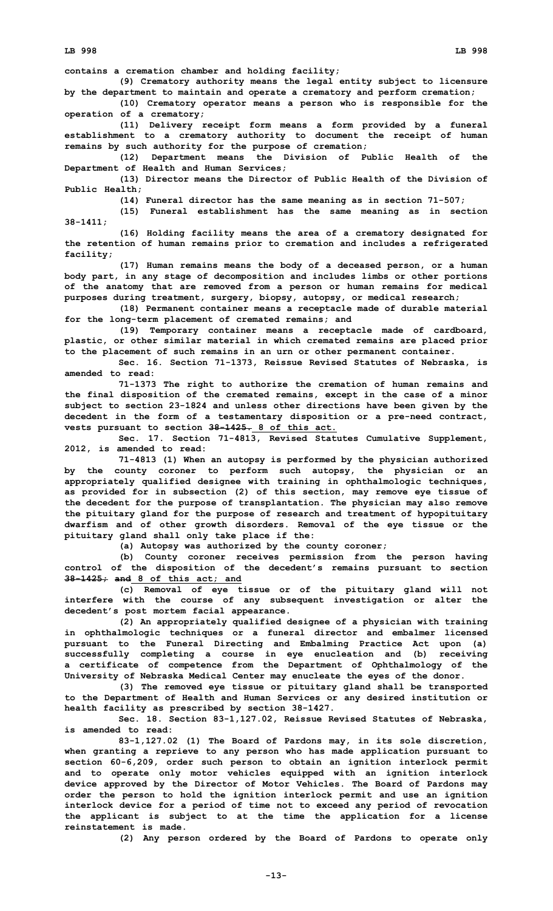contains a cremation chamber and holding facility;

(9) Crematory authority means the legal entity subject to licensure by the department to maintain and operate a crematory and perform cremation;

(10) Crematory operator means a person who is responsible for the operation of a crematory;

(11) Delivery receipt form means a form provided by a funeral establishment to a crematory authority to document the receipt of human remains by such authority for the purpose of cremation;

(12) Department means the Division of Public Health of the Department of Health and Human Services;

(13) Director means the Director of Public Health of the Division of Public Health;

(14) Funeral director has the same meaning as in section 71-507;

(15) Funeral establishment has the same meaning as in section 38-1411;

(16) Holding facility means the area of a crematory designated for the retention of human remains prior to cremation and includes a refrigerated facility;

(17) Human remains means the body of a deceased person, or a human body part, in any stage of decomposition and includes limbs or other portions of the anatomy that are removed from a person or human remains for medical purposes during treatment, surgery, biopsy, autopsy, or medical research;

(18) Permanent container means a receptacle made of durable material for the long-term placement of cremated remains; and

(19) Temporary container means a receptacle made of cardboard, plastic, or other similar material in which cremated remains are placed prior to the placement of such remains in an urn or other permanent container.

Sec. 16. Section 71-1373, Reissue Revised Statutes of Nebraska, is amended to read:

71-1373 The right to authorize the cremation of human remains and the final disposition of the cremated remains, except in the case of a minor subject to section 23-1824 and unless other directions have been given by the decedent in the form of a testamentary disposition or a pre-need contract, vests pursuant to section ~~38-1425.~~ 8 of this act.

Sec. 17. Section 71-4813, Revised Statutes Cumulative Supplement, 2012, is amended to read:

71-4813 (1) When an autopsy is performed by the physician authorized by the county coroner to perform such autopsy, the physician or an appropriately qualified designee with training in ophthalmologic techniques, as provided for in subsection (2) of this section, may remove eye tissue of the decedent for the purpose of transplantation. The physician may also remove the pituitary gland for the purpose of research and treatment of hypopituitary dwarfism and of other growth disorders. Removal of the eye tissue or the pituitary gland shall only take place if the:

(a) Autopsy was authorized by the county coroner;

(b) County coroner receives permission from the person having control of the disposition of the decedent's remains pursuant to section ~~38-1425; and~~ 8 of this act; and

(c) Removal of eye tissue or of the pituitary gland will not interfere with the course of any subsequent investigation or alter the decedent's post mortem facial appearance.

(2) An appropriately qualified designee of a physician with training in ophthalmologic techniques or a funeral director and embalmer licensed pursuant to the Funeral Directing and Embalming Practice Act upon (a) successfully completing a course in eye enucleation and (b) receiving a certificate of competence from the Department of Ophthalmology of the University of Nebraska Medical Center may enucleate the eyes of the donor.

(3) The removed eye tissue or pituitary gland shall be transported to the Department of Health and Human Services or any desired institution or health facility as prescribed by section 38-1427.

Sec. 18. Section 83-1,127.02, Reissue Revised Statutes of Nebraska, is amended to read:

83-1,127.02 (1) The Board of Pardons may, in its sole discretion, when granting a reprieve to any person who has made application pursuant to section 60-6,209, order such person to obtain an ignition interlock permit and to operate only motor vehicles equipped with an ignition interlock device approved by the Director of Motor Vehicles. The Board of Pardons may order the person to hold the ignition interlock permit and use an ignition interlock device for a period of time not to exceed any period of revocation the applicant is subject to at the time the application for a license reinstatement is made.

(2) Any person ordered by the Board of Pardons to operate only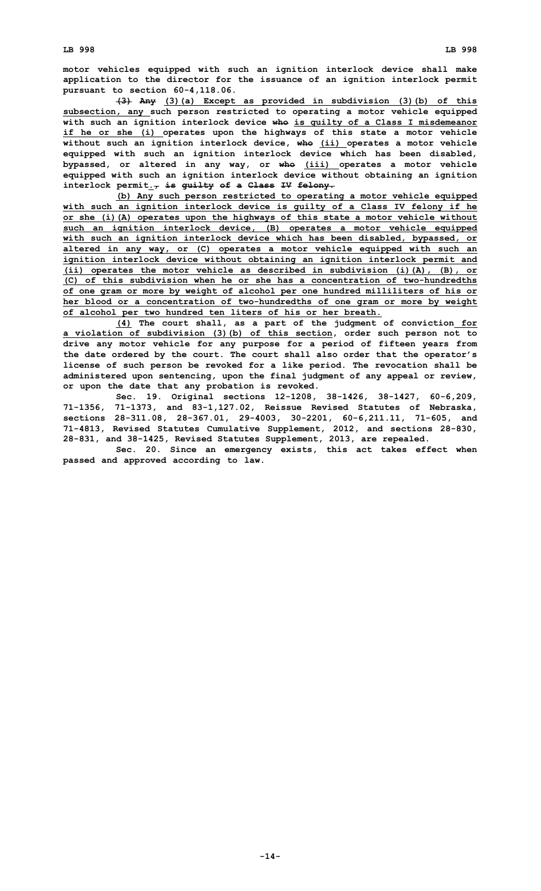motor vehicles equipped with such an ignition interlock device shall make application to the director for the issuance of an ignition interlock permit pursuant to section 60-4,118.06.

~~(3) Any~~ (3)(a) Except as provided in subdivision (3)(b) of this subsection, any such person restricted to operating a motor vehicle equipped with such an ignition interlock device ~~who~~ is guilty of a Class I misdemeanor if he or she (i) operates upon the highways of this state a motor vehicle without such an ignition interlock device, ~~who~~ (ii) operates a motor vehicle equipped with such an ignition interlock device which has been disabled, bypassed, or altered in any way, or ~~who~~ (iii) operates a motor vehicle equipped with such an ignition interlock device without obtaining an ignition interlock permit.~~, is guilty of a Class IV felony.~~

(b) Any such person restricted to operating a motor vehicle equipped with such an ignition interlock device is guilty of a Class IV felony if he or she (i)(A) operates upon the highways of this state a motor vehicle without such an ignition interlock device, (B) operates a motor vehicle equipped with such an ignition interlock device which has been disabled, bypassed, or altered in any way, or (C) operates a motor vehicle equipped with such an ignition interlock device without obtaining an ignition interlock permit and (ii) operates the motor vehicle as described in subdivision (i)(A), (B), or (C) of this subdivision when he or she has a concentration of two-hundredths of one gram or more by weight of alcohol per one hundred milliliters of his or her blood or a concentration of two-hundredths of one gram or more by weight of alcohol per two hundred ten liters of his or her breath.

(4) The court shall, as a part of the judgment of conviction for a violation of subdivision (3)(b) of this section, order such person not to drive any motor vehicle for any purpose for a period of fifteen years from the date ordered by the court. The court shall also order that the operator's license of such person be revoked for a like period. The revocation shall be administered upon sentencing, upon the final judgment of any appeal or review, or upon the date that any probation is revoked.

Sec. 19. Original sections 12-1208, 38-1426, 38-1427, 60-6,209, 71-1356, 71-1373, and 83-1,127.02, Reissue Revised Statutes of Nebraska, sections 28-311.08, 28-367.01, 29-4003, 30-2201, 60-6,211.11, 71-605, and 71-4813, Revised Statutes Cumulative Supplement, 2012, and sections 28-830, 28-831, and 38-1425, Revised Statutes Supplement, 2013, are repealed.

Sec. 20. Since an emergency exists, this act takes effect when passed and approved according to law.